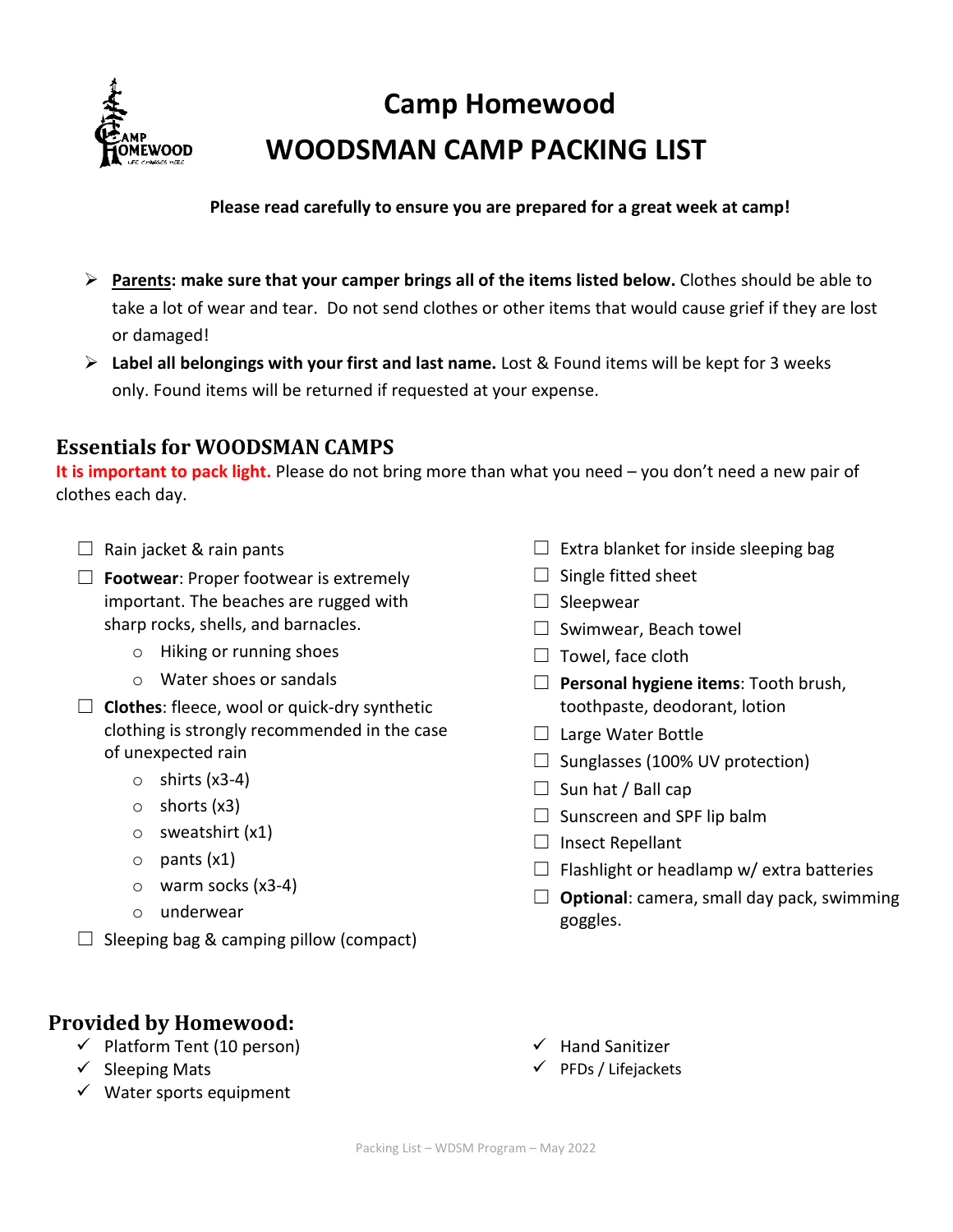# Camp Homewood
# WOODSMAN CAMP PACKING LIST

**Please read carefully to ensure you are prepared for a great week at camp!**

- **Parents: make sure that your camper brings all of the items listed below.** Clothes should be able to take a lot of wear and tear. Do not send clothes or other items that would cause grief if they are lost or damaged!
- **Label all belongings with your first and last name.** Lost & Found items will be kept for 3 weeks only. Found items will be returned if requested at your expense.

## Essentials for WOODSMAN CAMPS

**It is important to pack light.** Please do not bring more than what you need – you don't need a new pair of clothes each day.

- ☐ Rain jacket & rain pants
- ☐ **Footwear**: Proper footwear is extremely important. The beaches are rugged with sharp rocks, shells, and barnacles.
  - Hiking or running shoes
  - Water shoes or sandals
- ☐ **Clothes**: fleece, wool or quick-dry synthetic clothing is strongly recommended in the case of unexpected rain
  - shirts (x3-4)
  - shorts (x3)
  - sweatshirt (x1)
  - pants (x1)
  - warm socks (x3-4)
  - underwear
- ☐ Sleeping bag & camping pillow (compact)
- ☐ Extra blanket for inside sleeping bag
- ☐ Single fitted sheet
- ☐ Sleepwear
- ☐ Swimwear, Beach towel
- ☐ Towel, face cloth
- ☐ **Personal hygiene items**: Tooth brush, toothpaste, deodorant, lotion
- ☐ Large Water Bottle
- ☐ Sunglasses (100% UV protection)
- ☐ Sun hat / Ball cap
- ☐ Sunscreen and SPF lip balm
- ☐ Insect Repellant
- ☐ Flashlight or headlamp w/ extra batteries
- ☐ **Optional**: camera, small day pack, swimming goggles.

## Provided by Homewood:

- ✓ Platform Tent (10 person)
- ✓ Sleeping Mats
- ✓ Water sports equipment
- ✓ Hand Sanitizer
- ✓ PFDs / Lifejackets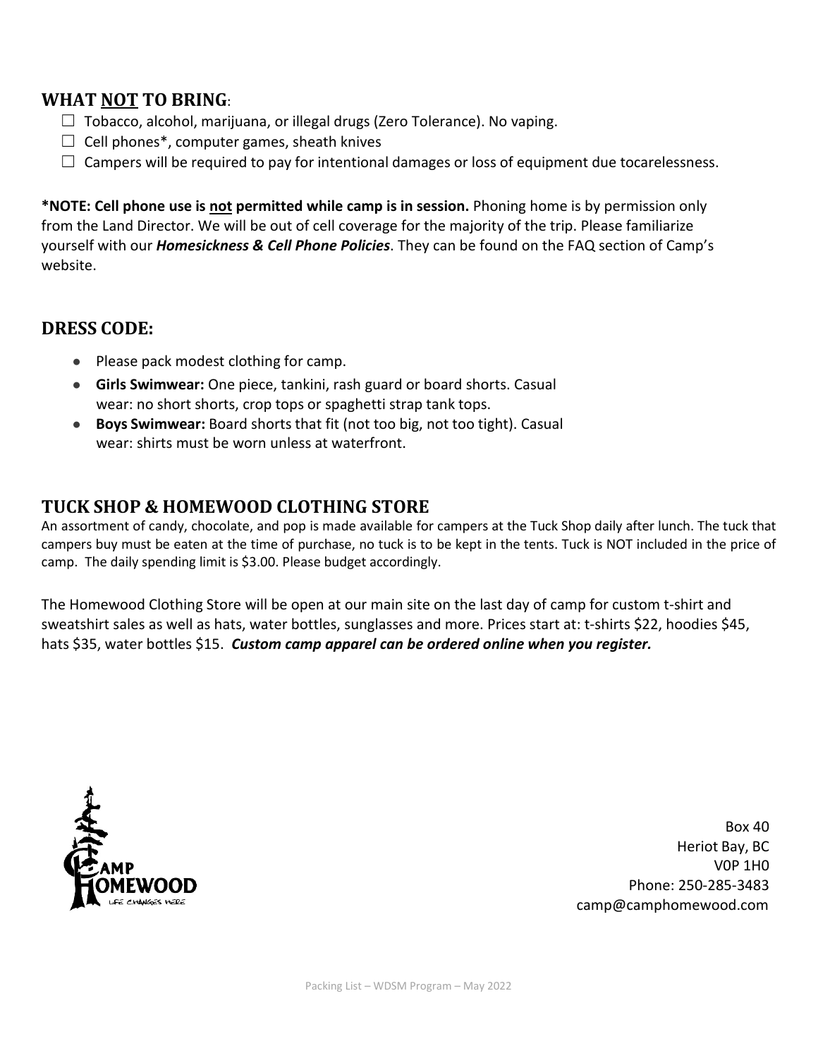## WHAT NOT TO BRING:

- ☐ Tobacco, alcohol, marijuana, or illegal drugs (Zero Tolerance). No vaping.
- ☐ Cell phones*, computer games, sheath knives
- ☐ Campers will be required to pay for intentional damages or loss of equipment due tocarelessness.

***NOTE: Cell phone use is not permitted while camp is in session.** Phoning home is by permission only from the Land Director. We will be out of cell coverage for the majority of the trip. Please familiarize yourself with our ***Homesickness & Cell Phone Policies***. They can be found on the FAQ section of Camp's website.

## DRESS CODE:

- Please pack modest clothing for camp.
- **Girls Swimwear:** One piece, tankini, rash guard or board shorts. Casual wear: no short shorts, crop tops or spaghetti strap tank tops.
- **Boys Swimwear:** Board shorts that fit (not too big, not too tight). Casual wear: shirts must be worn unless at waterfront.

## TUCK SHOP & HOMEWOOD CLOTHING STORE

An assortment of candy, chocolate, and pop is made available for campers at the Tuck Shop daily after lunch. The tuck that campers buy must be eaten at the time of purchase, no tuck is to be kept in the tents. Tuck is NOT included in the price of camp. The daily spending limit is $3.00. Please budget accordingly.

The Homewood Clothing Store will be open at our main site on the last day of camp for custom t-shirt and sweatshirt sales as well as hats, water bottles, sunglasses and more. Prices start at: t-shirts $22, hoodies $45, hats $35, water bottles $15. ***Custom camp apparel can be ordered online when you register.***

CAMP HOMEWOOD
LIFE CHANGES HERE

Box 40
Heriot Bay, BC
V0P 1H0
Phone: 250-285-3483
camp@camphomewood.com